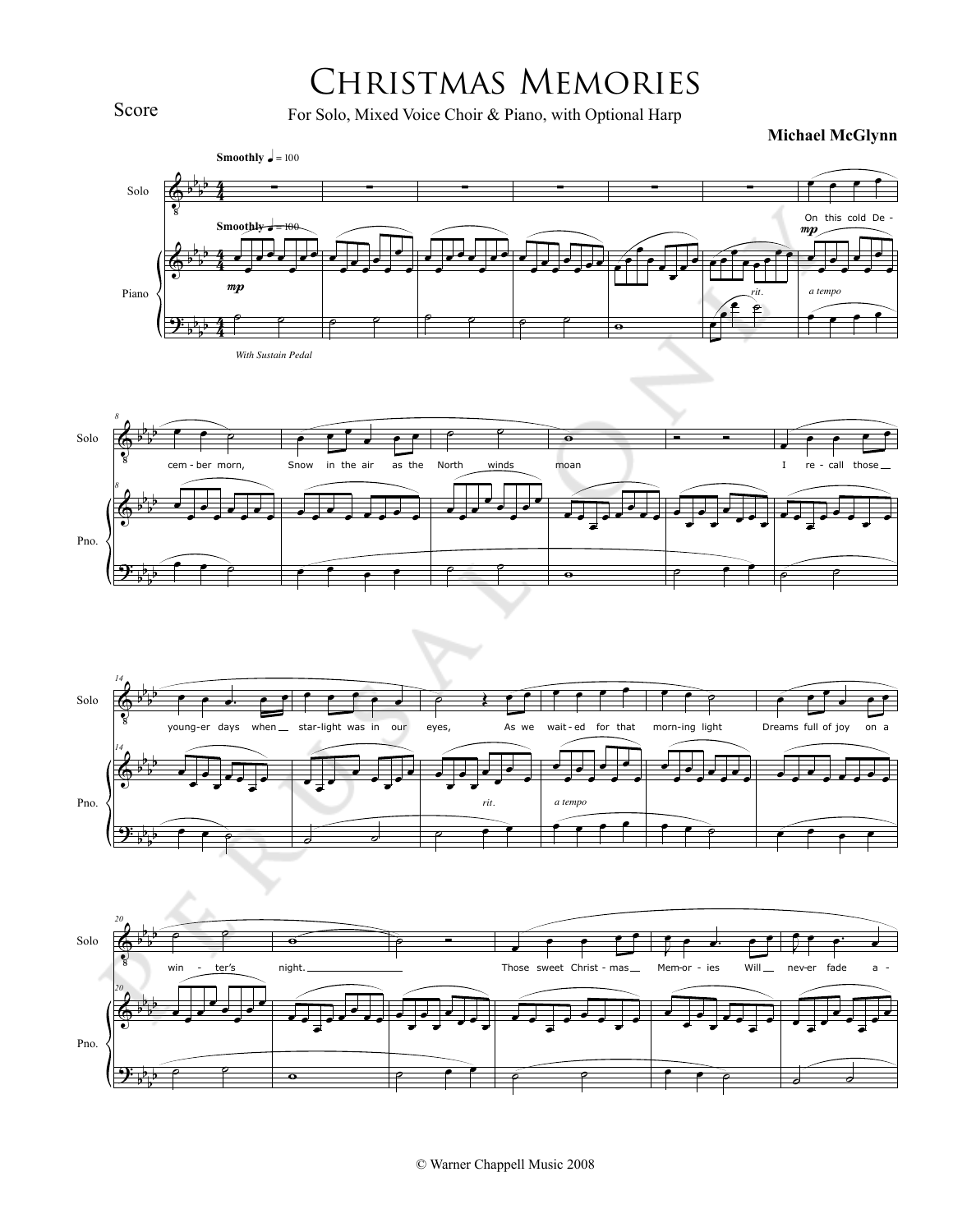Score

# Christmas Memories

For Solo, Mixed Voice Choir & Piano, with Optional Harp

**Michael McGlynn**

© Warner Chappell Music 2008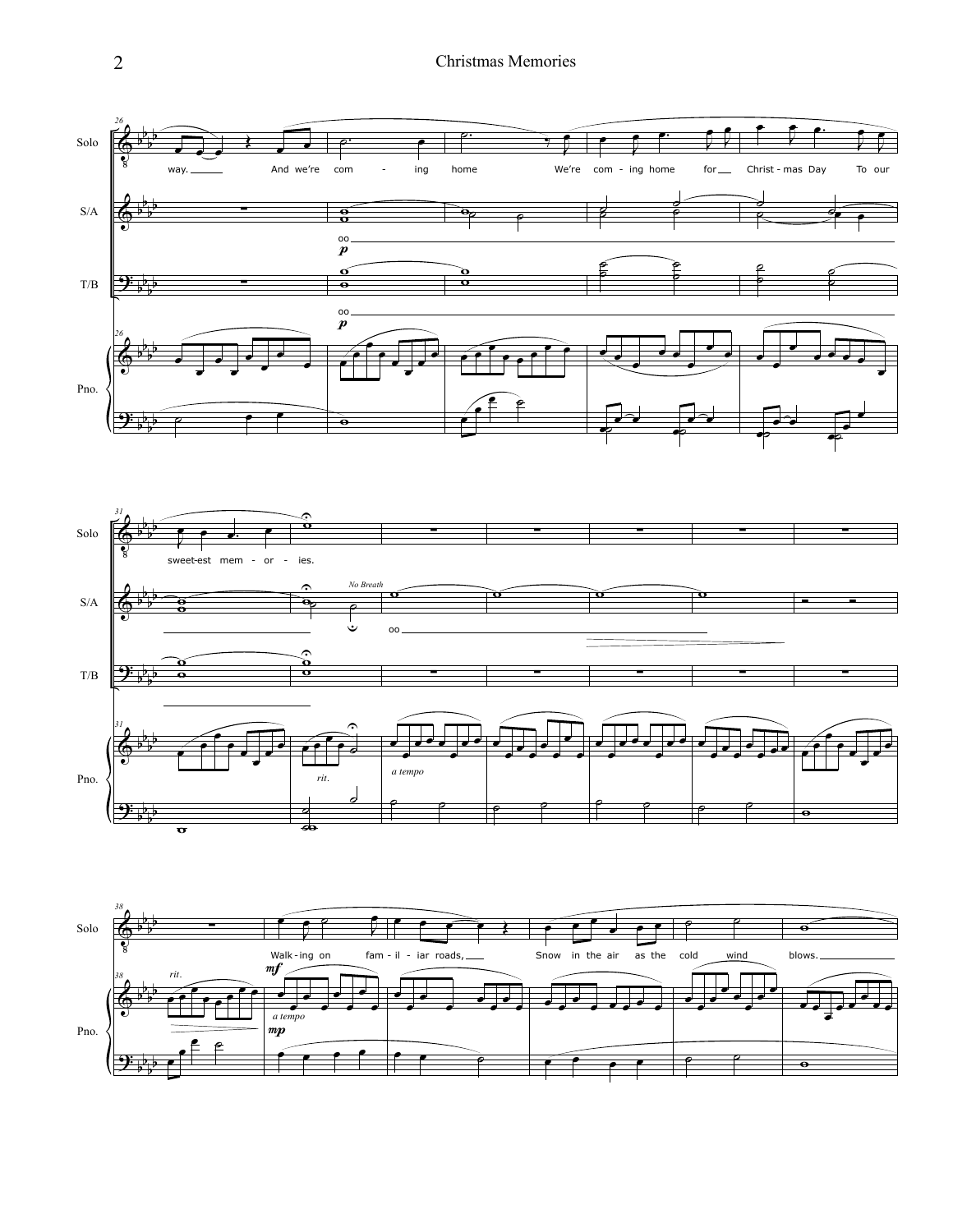Solo: way. And we're com - ing home We're com - ing home for Christ - mas Day To our sweet-est mem - or - ies.

S/A: oo *p* oo *No Breath*

T/B: oo *p*

Pno.: *rit.* *a tempo*

Solo: Walk - ing on fam - il - iar roads, Snow in the air as the cold wind blows.

Pno.: *rit.* *mf* *a tempo* *mp*